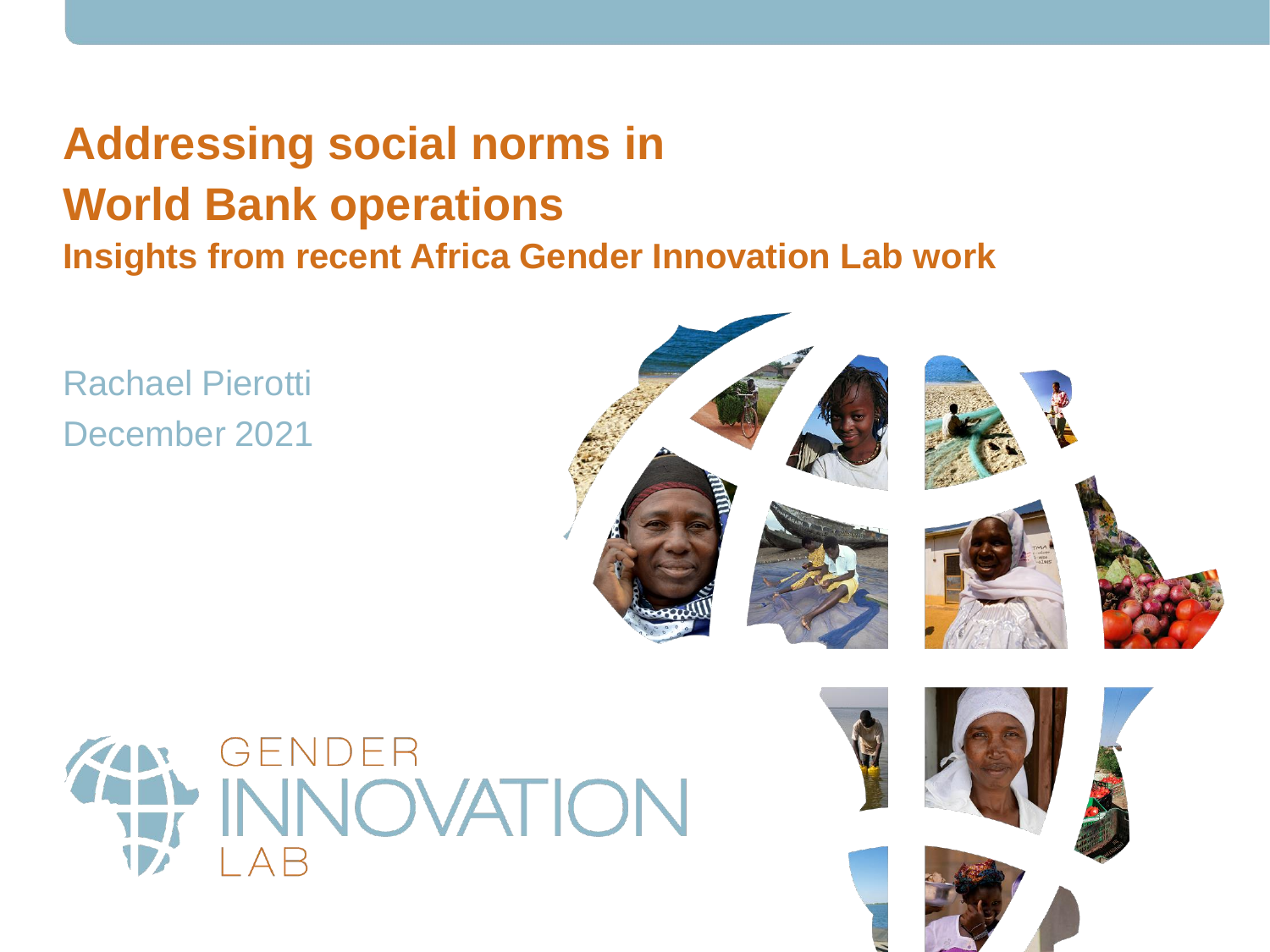# Addressing social norms in World Bank operations

## Insights from recent Africa Gender Innovation Lab work

Rachael Pierotti

December 2021

GENDER INNOVATION LAB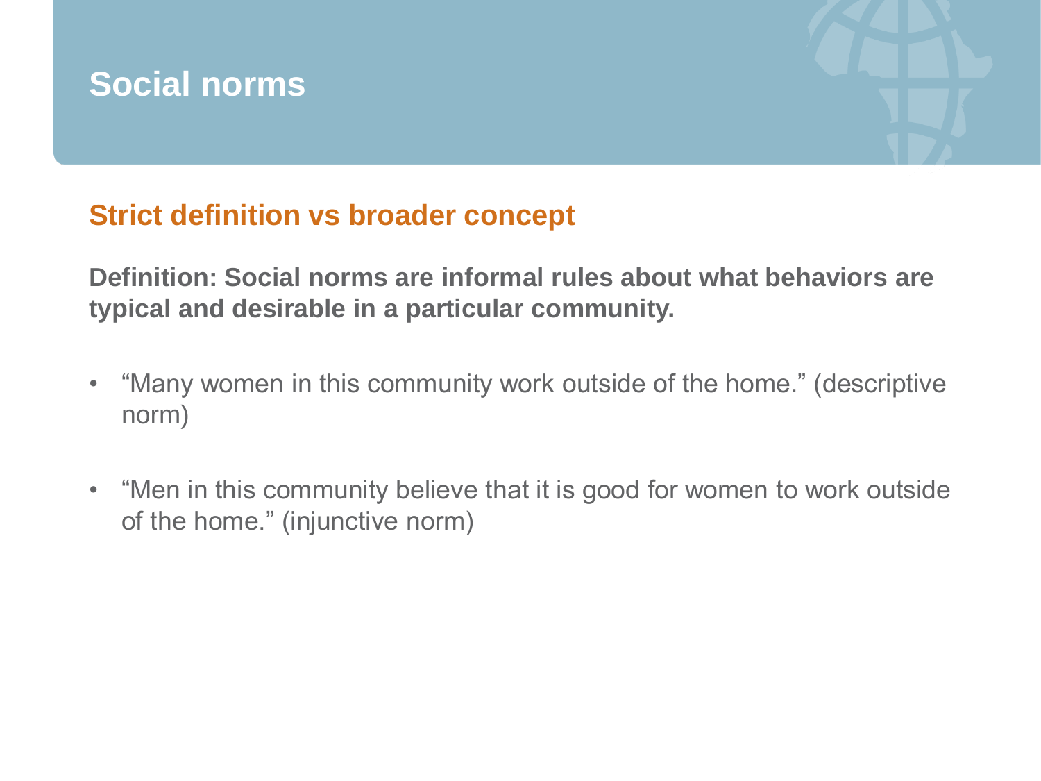# Social norms

## Strict definition vs broader concept

**Definition: Social norms are informal rules about what behaviors are typical and desirable in a particular community.**

- “Many women in this community work outside of the home.” (descriptive norm)
- “Men in this community believe that it is good for women to work outside of the home.” (injunctive norm)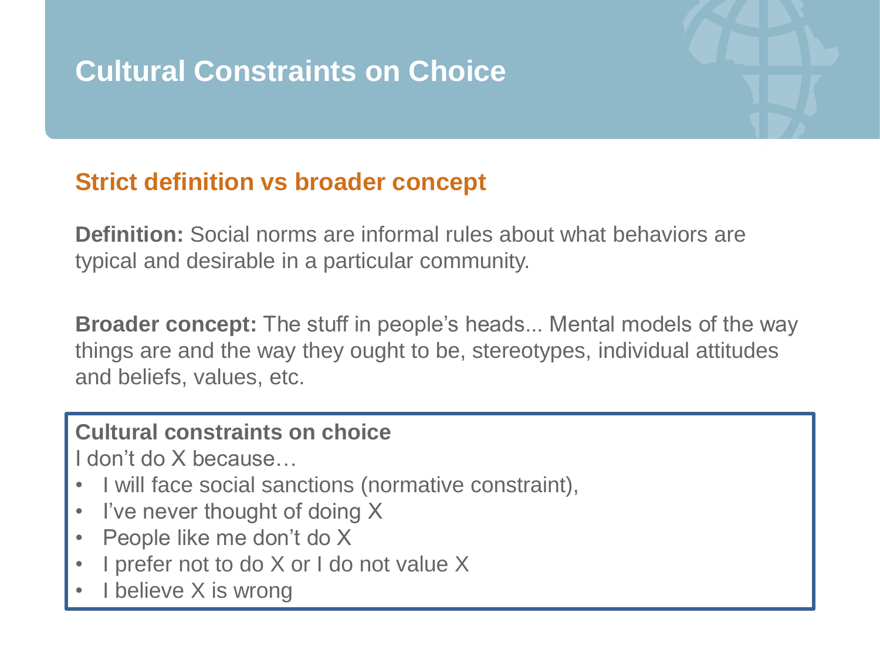# Cultural Constraints on Choice

## Strict definition vs broader concept

**Definition:** Social norms are informal rules about what behaviors are typical and desirable in a particular community.

**Broader concept:** The stuff in people's heads... Mental models of the way things are and the way they ought to be, stereotypes, individual attitudes and beliefs, values, etc.

**Cultural constraints on choice**

I don't do X because…

- I will face social sanctions (normative constraint),
- I've never thought of doing X
- People like me don't do X
- I prefer not to do X or I do not value X
- I believe X is wrong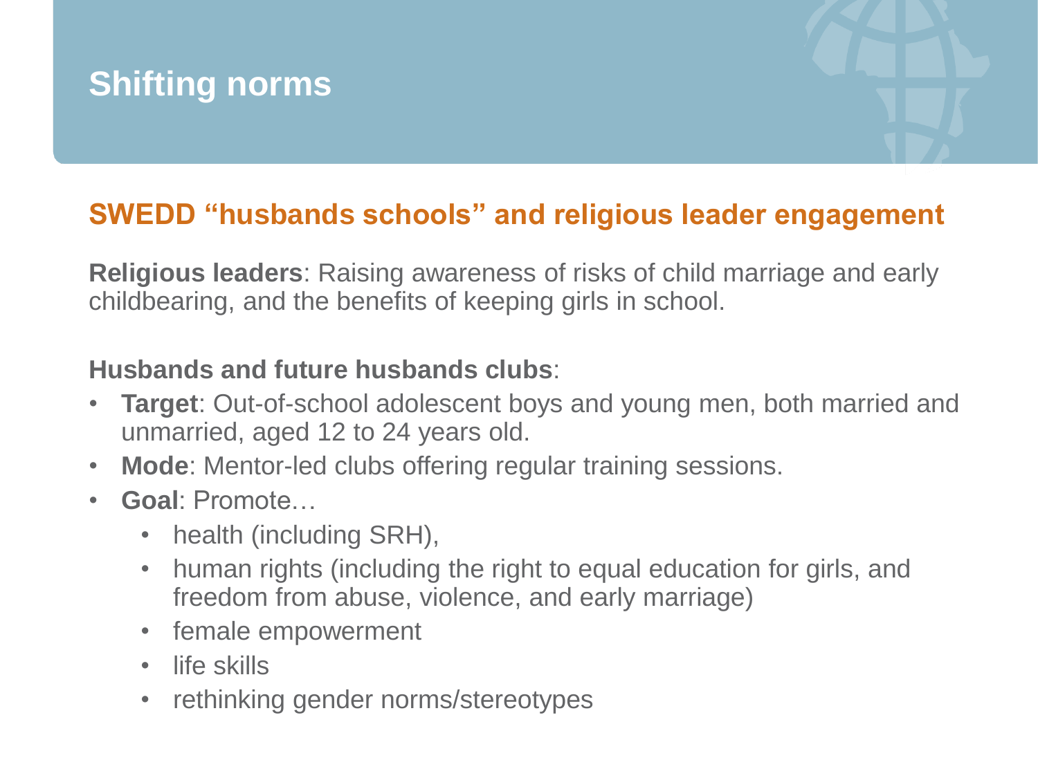# Shifting norms

## SWEDD "husbands schools" and religious leader engagement

**Religious leaders**: Raising awareness of risks of child marriage and early childbearing, and the benefits of keeping girls in school.

**Husbands and future husbands clubs**:

- **Target**: Out-of-school adolescent boys and young men, both married and unmarried, aged 12 to 24 years old.
- **Mode**: Mentor-led clubs offering regular training sessions.
- **Goal**: Promote…
  - health (including SRH),
  - human rights (including the right to equal education for girls, and freedom from abuse, violence, and early marriage)
  - female empowerment
  - life skills
  - rethinking gender norms/stereotypes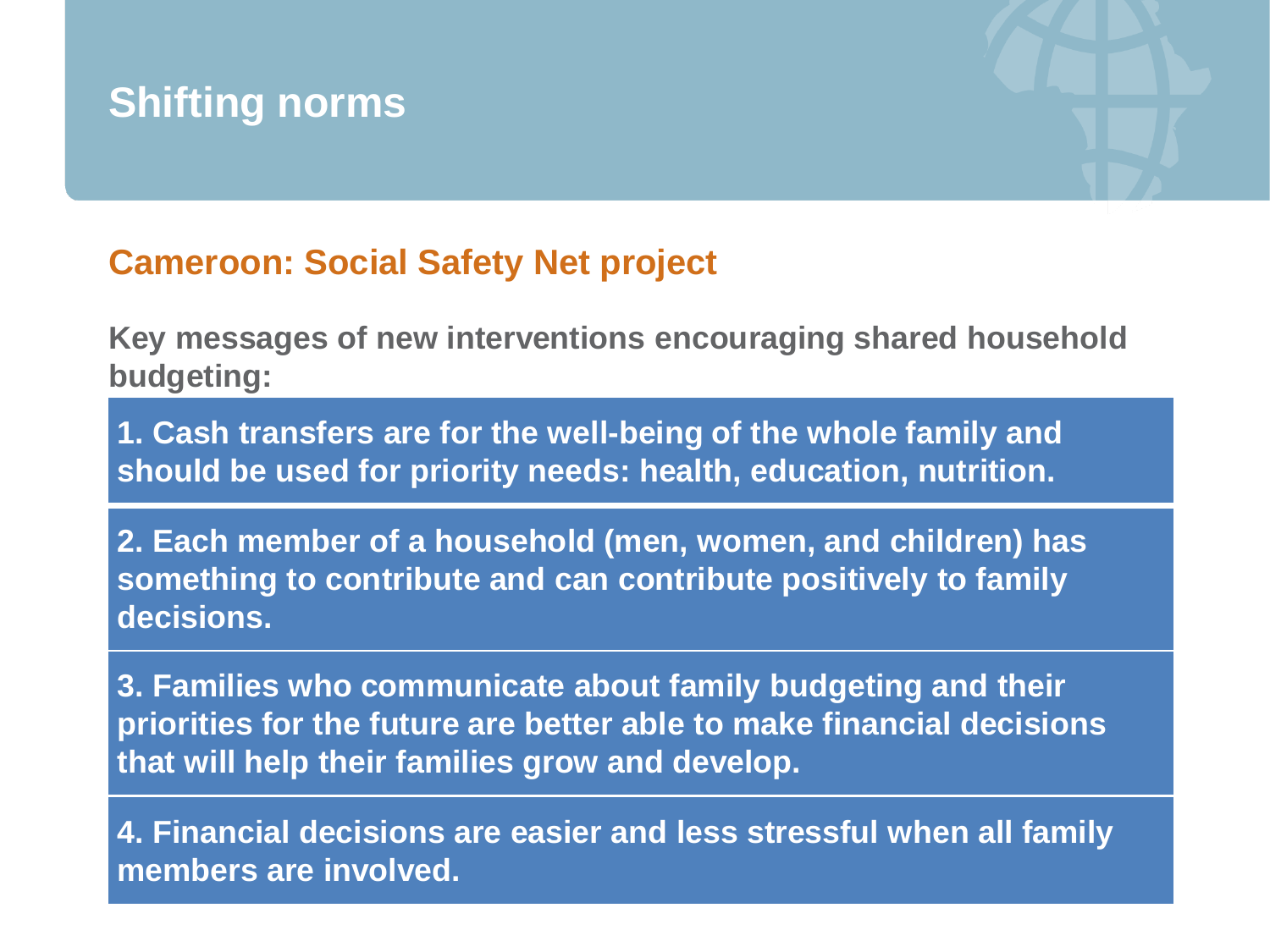# Shifting norms

## Cameroon: Social Safety Net project

**Key messages of new interventions encouraging shared household budgeting:**

**1. Cash transfers are for the well-being of the whole family and should be used for priority needs: health, education, nutrition.**

**2. Each member of a household (men, women, and children) has something to contribute and can contribute positively to family decisions.**

**3. Families who communicate about family budgeting and their priorities for the future are better able to make financial decisions that will help their families grow and develop.**

**4. Financial decisions are easier and less stressful when all family members are involved.**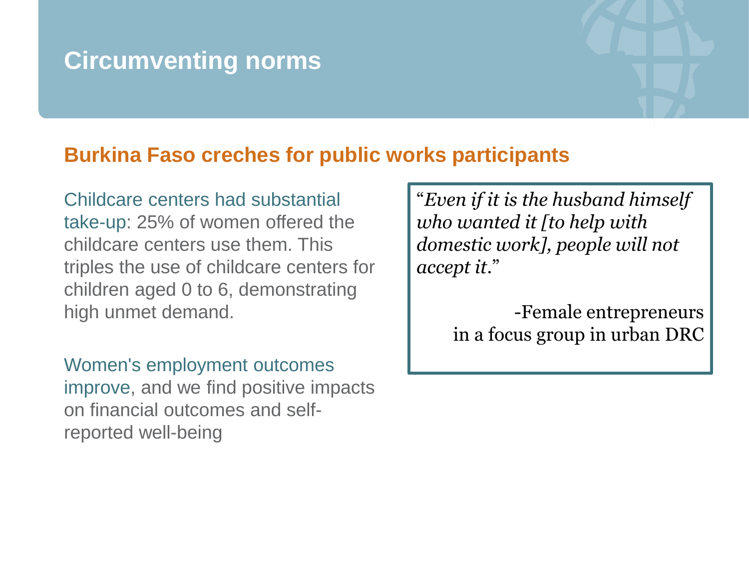# Circumventing norms

## Burkina Faso creches for public works participants

Childcare centers had substantial take-up: 25% of women offered the childcare centers use them. This triples the use of childcare centers for children aged 0 to 6, demonstrating high unmet demand.

Women's employment outcomes improve, and we find positive impacts on financial outcomes and self-reported well-being

> "*Even if it is the husband himself who wanted it [to help with domestic work], people will not accept it*."
>
> -Female entrepreneurs in a focus group in urban DRC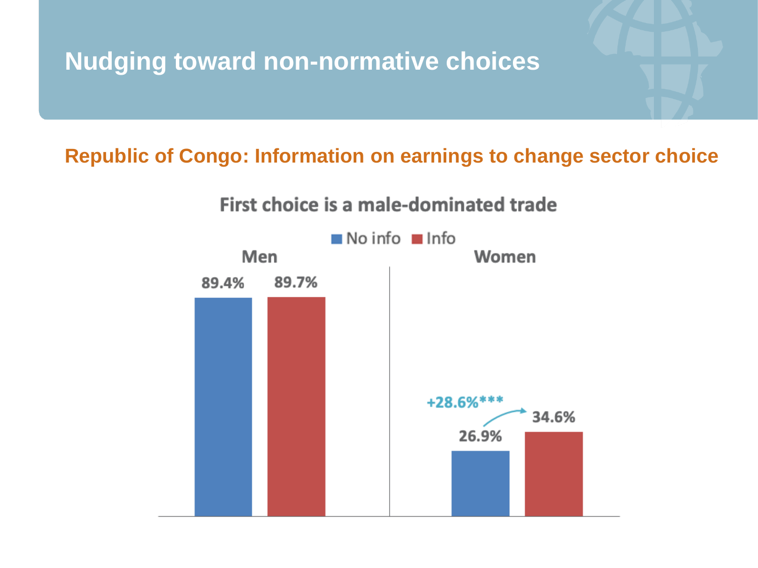# Nudging toward non-normative choices

## Republic of Congo: Information on earnings to change sector choice

First choice is a male-dominated trade

| | No info | Info |
|---|---|---|
| Men | 89.4% | 89.7% |
| Women | 26.9% | 34.6% |

Women: +28.6%***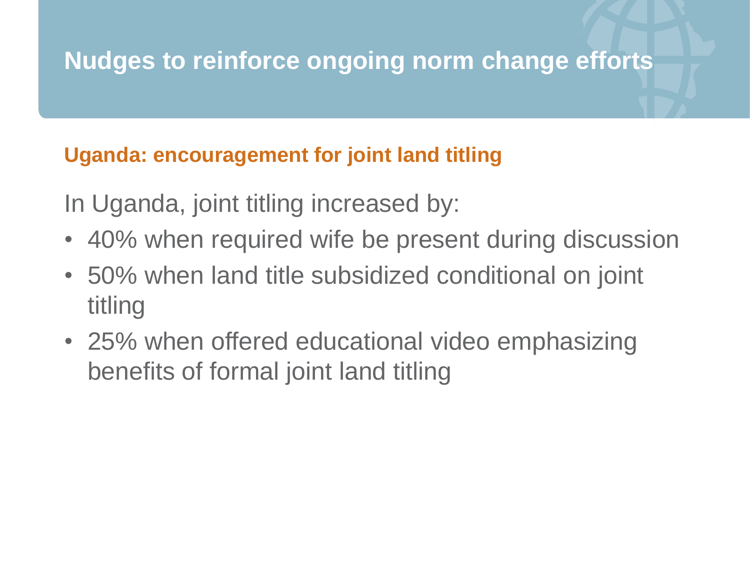# Nudges to reinforce ongoing norm change efforts

## Uganda: encouragement for joint land titling

In Uganda, joint titling increased by:

- 40% when required wife be present during discussion
- 50% when land title subsidized conditional on joint titling
- 25% when offered educational video emphasizing benefits of formal joint land titling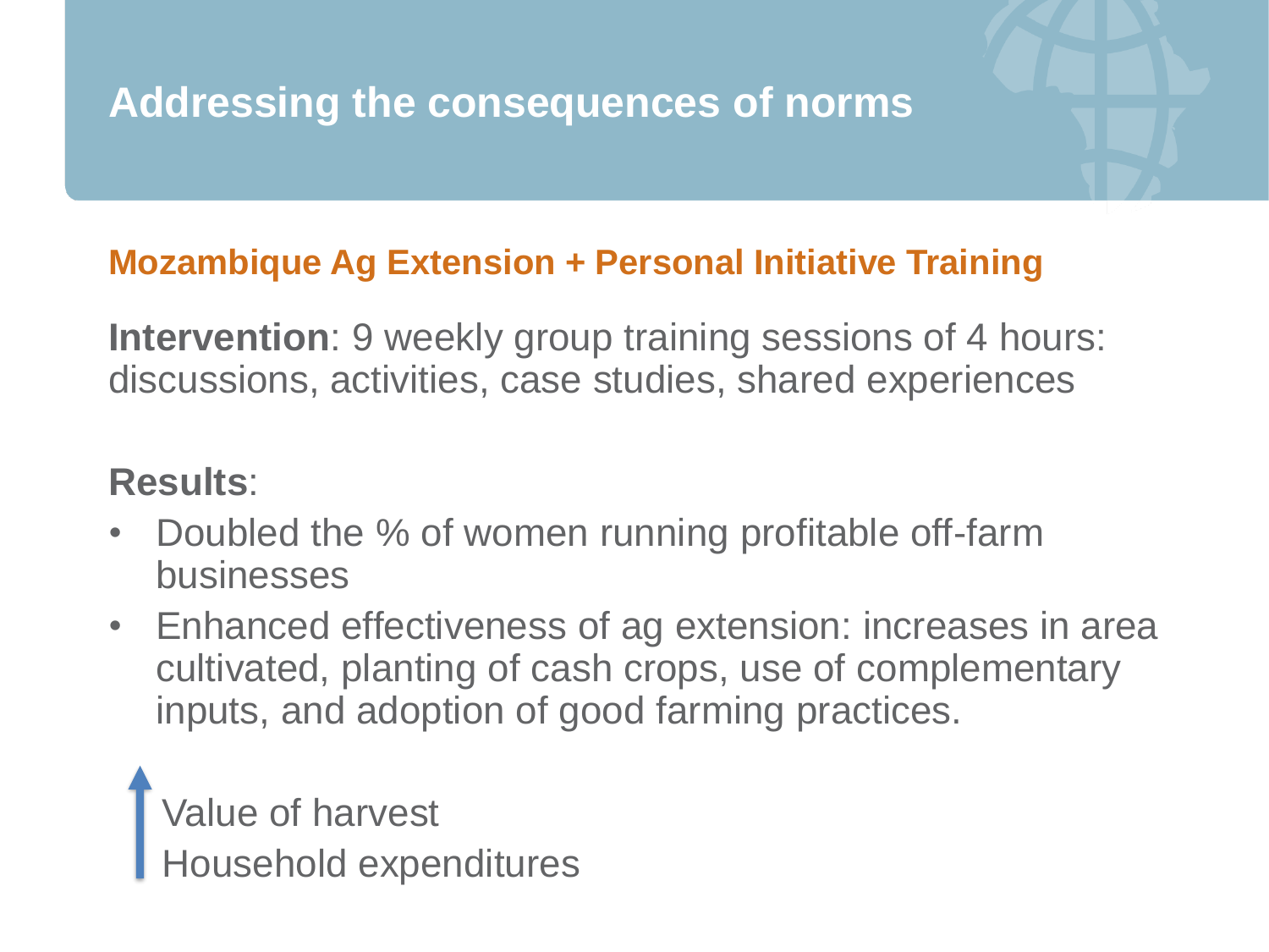# Addressing the consequences of norms

## Mozambique Ag Extension + Personal Initiative Training

**Intervention**: 9 weekly group training sessions of 4 hours: discussions, activities, case studies, shared experiences

**Results**:

- Doubled the % of women running profitable off-farm businesses
- Enhanced effectiveness of ag extension: increases in area cultivated, planting of cash crops, use of complementary inputs, and adoption of good farming practices.

↑ Value of harvest
Household expenditures